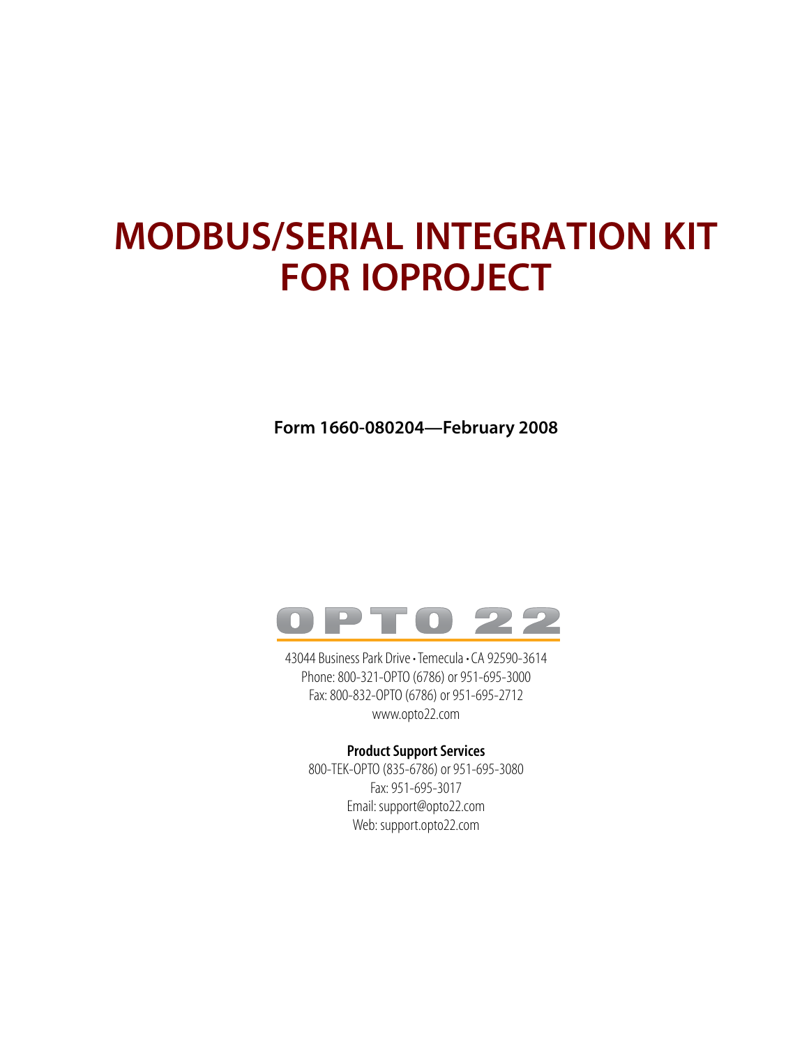# MODBUS/SERIAL INTEGRATION KIT FOR IOPROJECT

**Form 1660-080204—February 2008**

OPTO 22

43044 Business Park Drive • Temecula • CA 92590-3614
Phone: 800-321-OPTO (6786) or 951-695-3000
Fax: 800-832-OPTO (6786) or 951-695-2712
www.opto22.com

**Product Support Services**
800-TEK-OPTO (835-6786) or 951-695-3080
Fax: 951-695-3017
Email: support@opto22.com
Web: support.opto22.com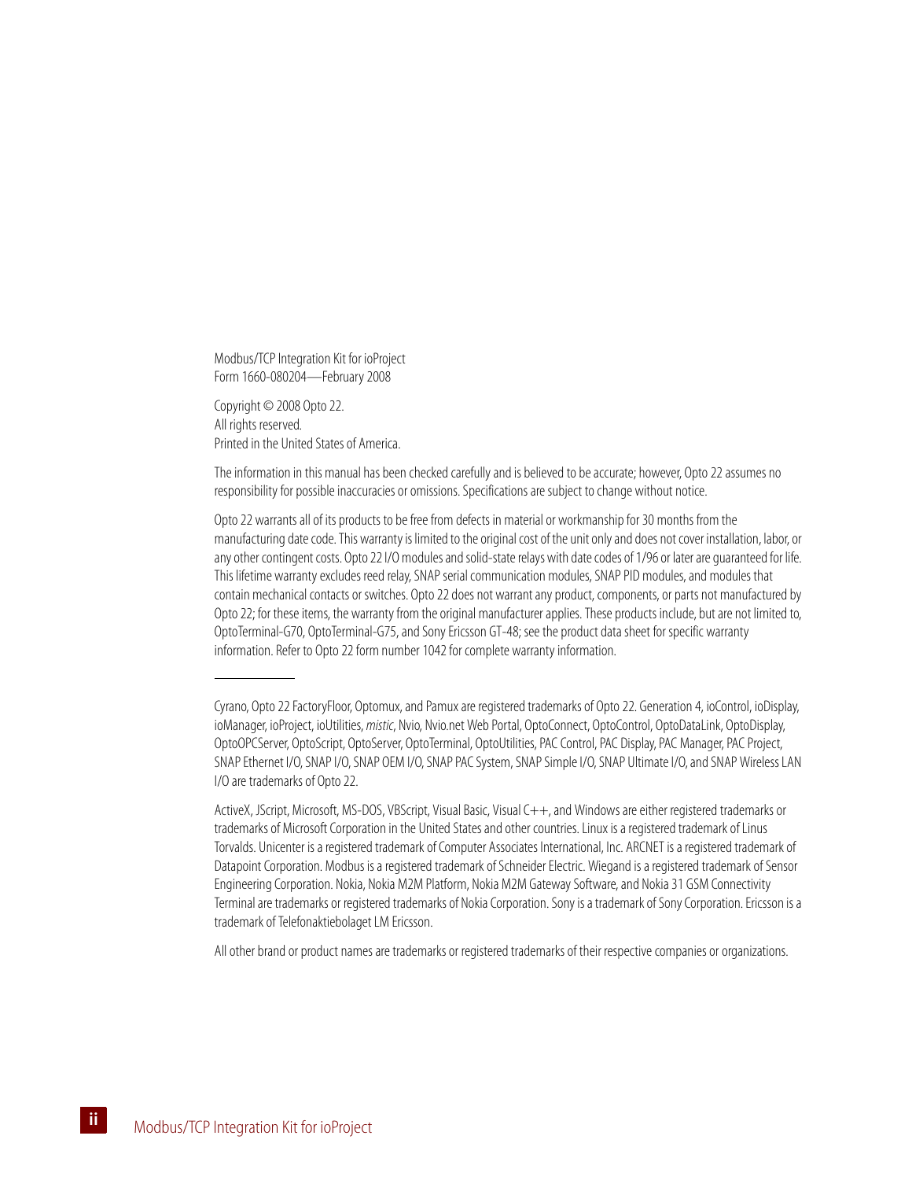Modbus/TCP Integration Kit for ioProject
Form 1660-080204—February 2008

Copyright © 2008 Opto 22.
All rights reserved.
Printed in the United States of America.

The information in this manual has been checked carefully and is believed to be accurate; however, Opto 22 assumes no responsibility for possible inaccuracies or omissions. Specifications are subject to change without notice.

Opto 22 warrants all of its products to be free from defects in material or workmanship for 30 months from the manufacturing date code. This warranty is limited to the original cost of the unit only and does not cover installation, labor, or any other contingent costs. Opto 22 I/O modules and solid-state relays with date codes of 1/96 or later are guaranteed for life. This lifetime warranty excludes reed relay, SNAP serial communication modules, SNAP PID modules, and modules that contain mechanical contacts or switches. Opto 22 does not warrant any product, components, or parts not manufactured by Opto 22; for these items, the warranty from the original manufacturer applies. These products include, but are not limited to, OptoTerminal-G70, OptoTerminal-G75, and Sony Ericsson GT-48; see the product data sheet for specific warranty information. Refer to Opto 22 form number 1042 for complete warranty information.

---

Cyrano, Opto 22 FactoryFloor, Optomux, and Pamux are registered trademarks of Opto 22. Generation 4, ioControl, ioDisplay, ioManager, ioProject, ioUtilities, *mistic*, Nvio, Nvio.net Web Portal, OptoConnect, OptoControl, OptoDataLink, OptoDisplay, OptoOPCServer, OptoScript, OptoServer, OptoTerminal, OptoUtilities, PAC Control, PAC Display, PAC Manager, PAC Project, SNAP Ethernet I/O, SNAP I/O, SNAP OEM I/O, SNAP PAC System, SNAP Simple I/O, SNAP Ultimate I/O, and SNAP Wireless LAN I/O are trademarks of Opto 22.

ActiveX, JScript, Microsoft, MS-DOS, VBScript, Visual Basic, Visual C++, and Windows are either registered trademarks or trademarks of Microsoft Corporation in the United States and other countries. Linux is a registered trademark of Linus Torvalds. Unicenter is a registered trademark of Computer Associates International, Inc. ARCNET is a registered trademark of Datapoint Corporation. Modbus is a registered trademark of Schneider Electric. Wiegand is a registered trademark of Sensor Engineering Corporation. Nokia, Nokia M2M Platform, Nokia M2M Gateway Software, and Nokia 31 GSM Connectivity Terminal are trademarks or registered trademarks of Nokia Corporation. Sony is a trademark of Sony Corporation. Ericsson is a trademark of Telefonaktiebolaget LM Ericsson.

All other brand or product names are trademarks or registered trademarks of their respective companies or organizations.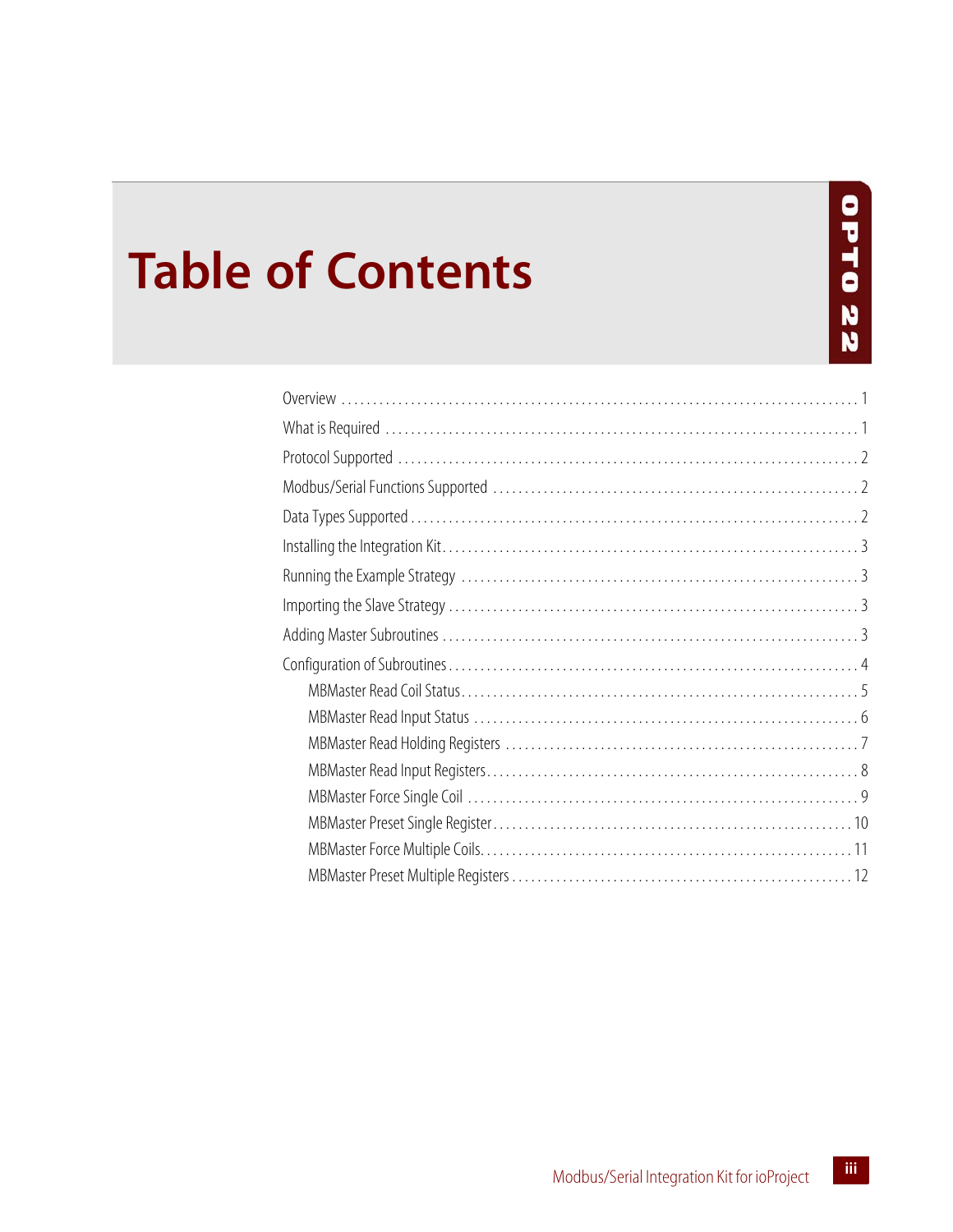# Table of Contents

Overview . . . . . . . . . . . . . . . . . . . . . . . . . . . . . . . . . . . . . . . . . . . . . . . . . . . . . . . . . . . . . . . . . . . . . . . . . . . . . 1

What is Required . . . . . . . . . . . . . . . . . . . . . . . . . . . . . . . . . . . . . . . . . . . . . . . . . . . . . . . . . . . . . . . . . . . . . . . . 1

Protocol Supported . . . . . . . . . . . . . . . . . . . . . . . . . . . . . . . . . . . . . . . . . . . . . . . . . . . . . . . . . . . . . . . . . . . . . . . 2

Modbus/Serial Functions Supported . . . . . . . . . . . . . . . . . . . . . . . . . . . . . . . . . . . . . . . . . . . . . . . . . . . . . . . 2

Data Types Supported . . . . . . . . . . . . . . . . . . . . . . . . . . . . . . . . . . . . . . . . . . . . . . . . . . . . . . . . . . . . . . . . . . . . 2

Installing the Integration Kit . . . . . . . . . . . . . . . . . . . . . . . . . . . . . . . . . . . . . . . . . . . . . . . . . . . . . . . . . . . . . . . 3

Running the Example Strategy . . . . . . . . . . . . . . . . . . . . . . . . . . . . . . . . . . . . . . . . . . . . . . . . . . . . . . . . . . . . 3

Importing the Slave Strategy . . . . . . . . . . . . . . . . . . . . . . . . . . . . . . . . . . . . . . . . . . . . . . . . . . . . . . . . . . . . . . 3

Adding Master Subroutines . . . . . . . . . . . . . . . . . . . . . . . . . . . . . . . . . . . . . . . . . . . . . . . . . . . . . . . . . . . . . . . 3

Configuration of Subroutines . . . . . . . . . . . . . . . . . . . . . . . . . . . . . . . . . . . . . . . . . . . . . . . . . . . . . . . . . . . . . . 4

- MBMaster Read Coil Status . . . . . . . . . . . . . . . . . . . . . . . . . . . . . . . . . . . . . . . . . . . . . . . . . . . . . . . . . . . . 5
- MBMaster Read Input Status . . . . . . . . . . . . . . . . . . . . . . . . . . . . . . . . . . . . . . . . . . . . . . . . . . . . . . . . . . . 6
- MBMaster Read Holding Registers . . . . . . . . . . . . . . . . . . . . . . . . . . . . . . . . . . . . . . . . . . . . . . . . . . . . . . 7
- MBMaster Read Input Registers . . . . . . . . . . . . . . . . . . . . . . . . . . . . . . . . . . . . . . . . . . . . . . . . . . . . . . . . . 8
- MBMaster Force Single Coil . . . . . . . . . . . . . . . . . . . . . . . . . . . . . . . . . . . . . . . . . . . . . . . . . . . . . . . . . . . . 9
- MBMaster Preset Single Register . . . . . . . . . . . . . . . . . . . . . . . . . . . . . . . . . . . . . . . . . . . . . . . . . . . . . . . 10
- MBMaster Force Multiple Coils . . . . . . . . . . . . . . . . . . . . . . . . . . . . . . . . . . . . . . . . . . . . . . . . . . . . . . . . . 11
- MBMaster Preset Multiple Registers . . . . . . . . . . . . . . . . . . . . . . . . . . . . . . . . . . . . . . . . . . . . . . . . . . . . 12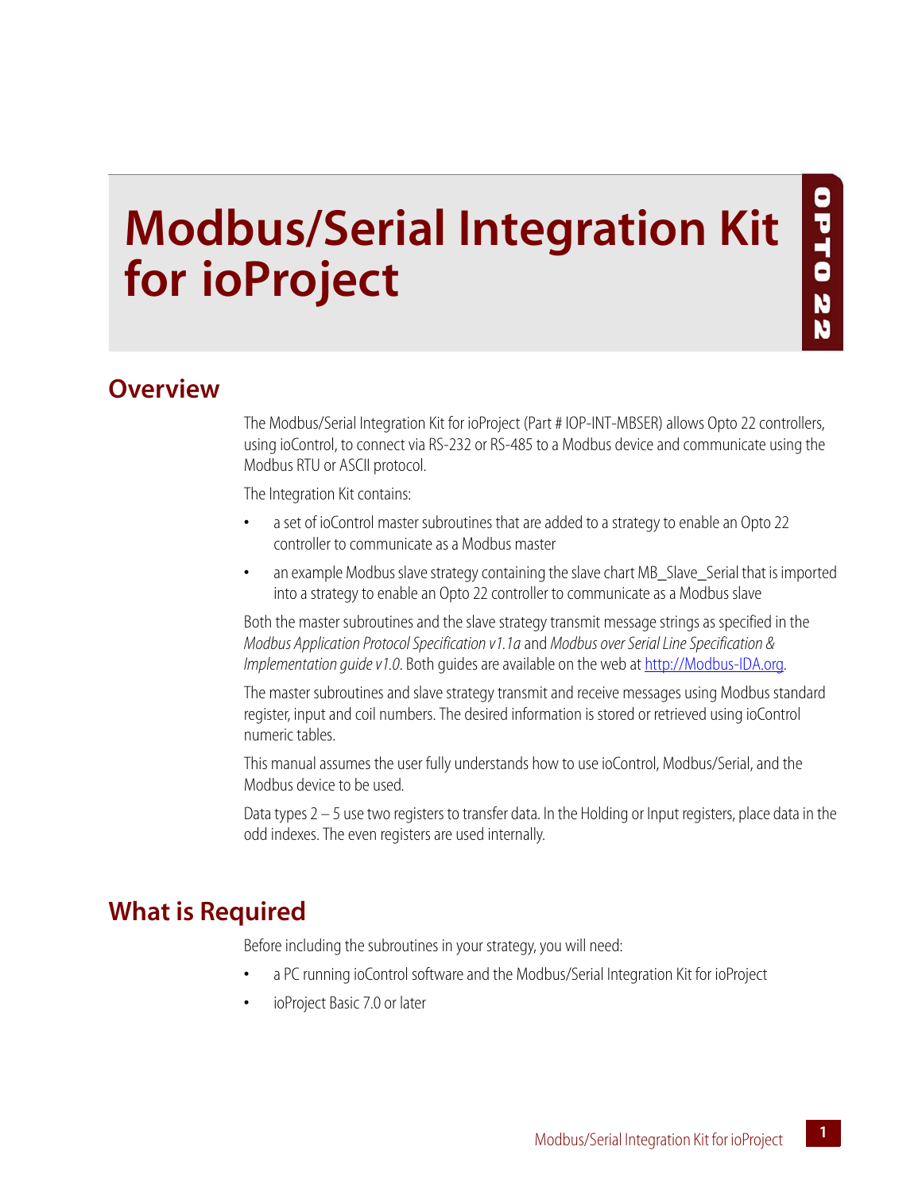# Modbus/Serial Integration Kit for ioProject

## Overview

The Modbus/Serial Integration Kit for ioProject (Part # IOP-INT-MBSER) allows Opto 22 controllers, using ioControl, to connect via RS-232 or RS-485 to a Modbus device and communicate using the Modbus RTU or ASCII protocol.

The Integration Kit contains:

- a set of ioControl master subroutines that are added to a strategy to enable an Opto 22 controller to communicate as a Modbus master
- an example Modbus slave strategy containing the slave chart MB_Slave_Serial that is imported into a strategy to enable an Opto 22 controller to communicate as a Modbus slave

Both the master subroutines and the slave strategy transmit message strings as specified in the *Modbus Application Protocol Specification v1.1a* and *Modbus over Serial Line Specification & Implementation guide v1.0*. Both guides are available on the web at http://Modbus-IDA.org.

The master subroutines and slave strategy transmit and receive messages using Modbus standard register, input and coil numbers. The desired information is stored or retrieved using ioControl numeric tables.

This manual assumes the user fully understands how to use ioControl, Modbus/Serial, and the Modbus device to be used.

Data types 2 – 5 use two registers to transfer data. In the Holding or Input registers, place data in the odd indexes. The even registers are used internally.

## What is Required

Before including the subroutines in your strategy, you will need:

- a PC running ioControl software and the Modbus/Serial Integration Kit for ioProject
- ioProject Basic 7.0 or later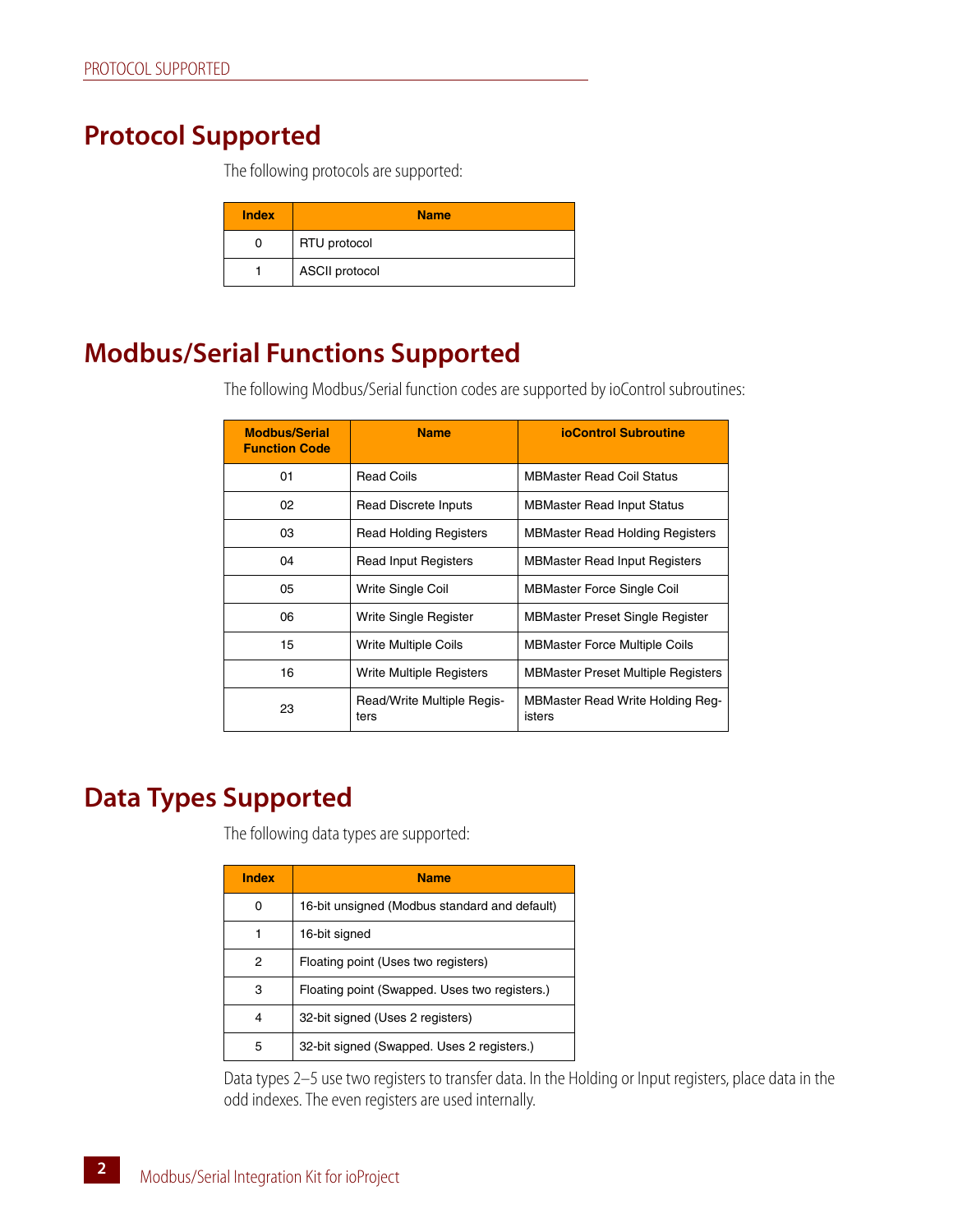## Protocol Supported

The following protocols are supported:

| Index | Name |
|---|---|
| 0 | RTU protocol |
| 1 | ASCII protocol |

## Modbus/Serial Functions Supported

The following Modbus/Serial function codes are supported by ioControl subroutines:

| Modbus/Serial Function Code | Name | ioControl Subroutine |
|---|---|---|
| 01 | Read Coils | MBMaster Read Coil Status |
| 02 | Read Discrete Inputs | MBMaster Read Input Status |
| 03 | Read Holding Registers | MBMaster Read Holding Registers |
| 04 | Read Input Registers | MBMaster Read Input Registers |
| 05 | Write Single Coil | MBMaster Force Single Coil |
| 06 | Write Single Register | MBMaster Preset Single Register |
| 15 | Write Multiple Coils | MBMaster Force Multiple Coils |
| 16 | Write Multiple Registers | MBMaster Preset Multiple Registers |
| 23 | Read/Write Multiple Registers | MBMaster Read Write Holding Registers |

## Data Types Supported

The following data types are supported:

| Index | Name |
|---|---|
| 0 | 16-bit unsigned (Modbus standard and default) |
| 1 | 16-bit signed |
| 2 | Floating point (Uses two registers) |
| 3 | Floating point (Swapped. Uses two registers.) |
| 4 | 32-bit signed (Uses 2 registers) |
| 5 | 32-bit signed (Swapped. Uses 2 registers.) |

Data types 2–5 use two registers to transfer data. In the Holding or Input registers, place data in the odd indexes. The even registers are used internally.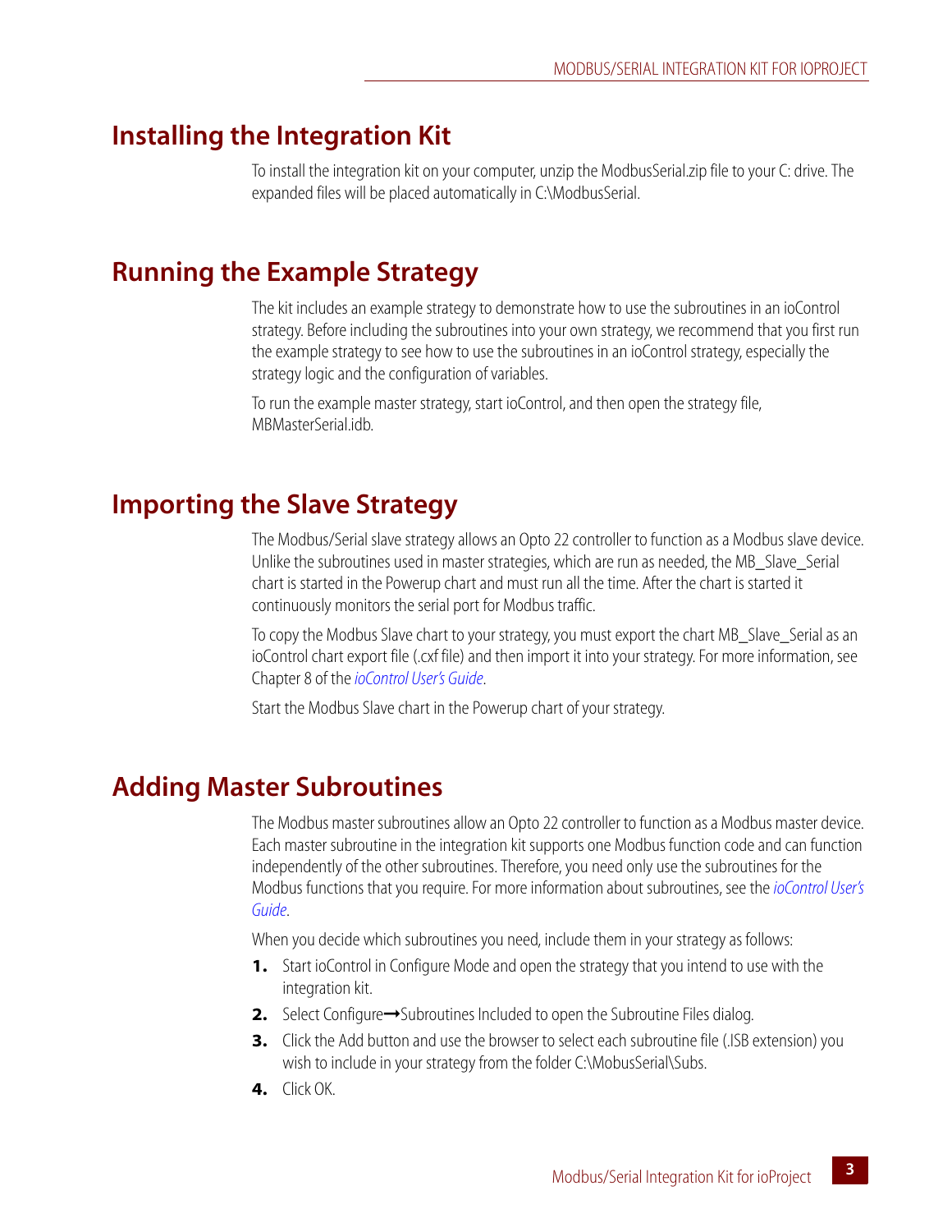## Installing the Integration Kit

To install the integration kit on your computer, unzip the ModbusSerial.zip file to your C: drive. The expanded files will be placed automatically in C:\ModbusSerial.

## Running the Example Strategy

The kit includes an example strategy to demonstrate how to use the subroutines in an ioControl strategy. Before including the subroutines into your own strategy, we recommend that you first run the example strategy to see how to use the subroutines in an ioControl strategy, especially the strategy logic and the configuration of variables.

To run the example master strategy, start ioControl, and then open the strategy file, MBMasterSerial.idb.

## Importing the Slave Strategy

The Modbus/Serial slave strategy allows an Opto 22 controller to function as a Modbus slave device. Unlike the subroutines used in master strategies, which are run as needed, the MB_Slave_Serial chart is started in the Powerup chart and must run all the time. After the chart is started it continuously monitors the serial port for Modbus traffic.

To copy the Modbus Slave chart to your strategy, you must export the chart MB_Slave_Serial as an ioControl chart export file (.cxf file) and then import it into your strategy. For more information, see Chapter 8 of the *ioControl User's Guide*.

Start the Modbus Slave chart in the Powerup chart of your strategy.

## Adding Master Subroutines

The Modbus master subroutines allow an Opto 22 controller to function as a Modbus master device. Each master subroutine in the integration kit supports one Modbus function code and can function independently of the other subroutines. Therefore, you need only use the subroutines for the Modbus functions that you require. For more information about subroutines, see the *ioControl User's Guide*.

When you decide which subroutines you need, include them in your strategy as follows:

1. Start ioControl in Configure Mode and open the strategy that you intend to use with the integration kit.
2. Select Configure➞Subroutines Included to open the Subroutine Files dialog.
3. Click the Add button and use the browser to select each subroutine file (.ISB extension) you wish to include in your strategy from the folder C:\MobusSerial\Subs.
4. Click OK.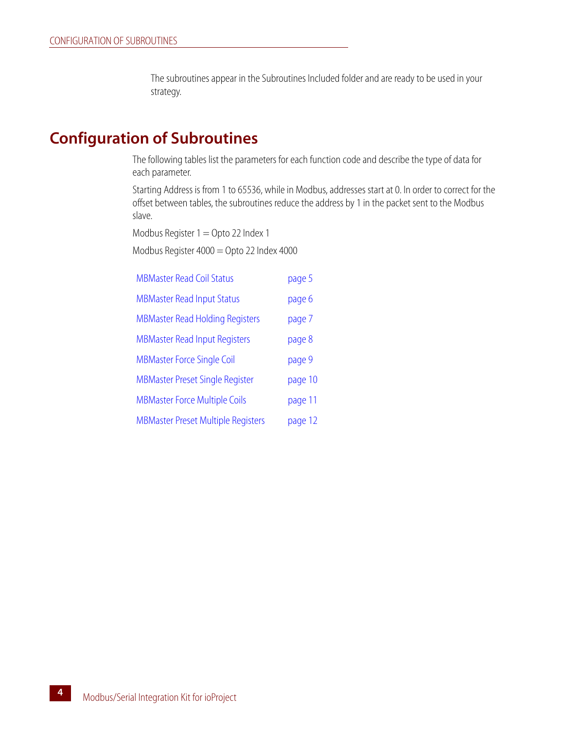The subroutines appear in the Subroutines Included folder and are ready to be used in your strategy.

## Configuration of Subroutines

The following tables list the parameters for each function code and describe the type of data for each parameter.

Starting Address is from 1 to 65536, while in Modbus, addresses start at 0. In order to correct for the offset between tables, the subroutines reduce the address by 1 in the packet sent to the Modbus slave.

Modbus Register 1 = Opto 22 Index 1

Modbus Register 4000 = Opto 22 Index 4000

| | |
|---|---|
| MBMaster Read Coil Status | page 5 |
| MBMaster Read Input Status | page 6 |
| MBMaster Read Holding Registers | page 7 |
| MBMaster Read Input Registers | page 8 |
| MBMaster Force Single Coil | page 9 |
| MBMaster Preset Single Register | page 10 |
| MBMaster Force Multiple Coils | page 11 |
| MBMaster Preset Multiple Registers | page 12 |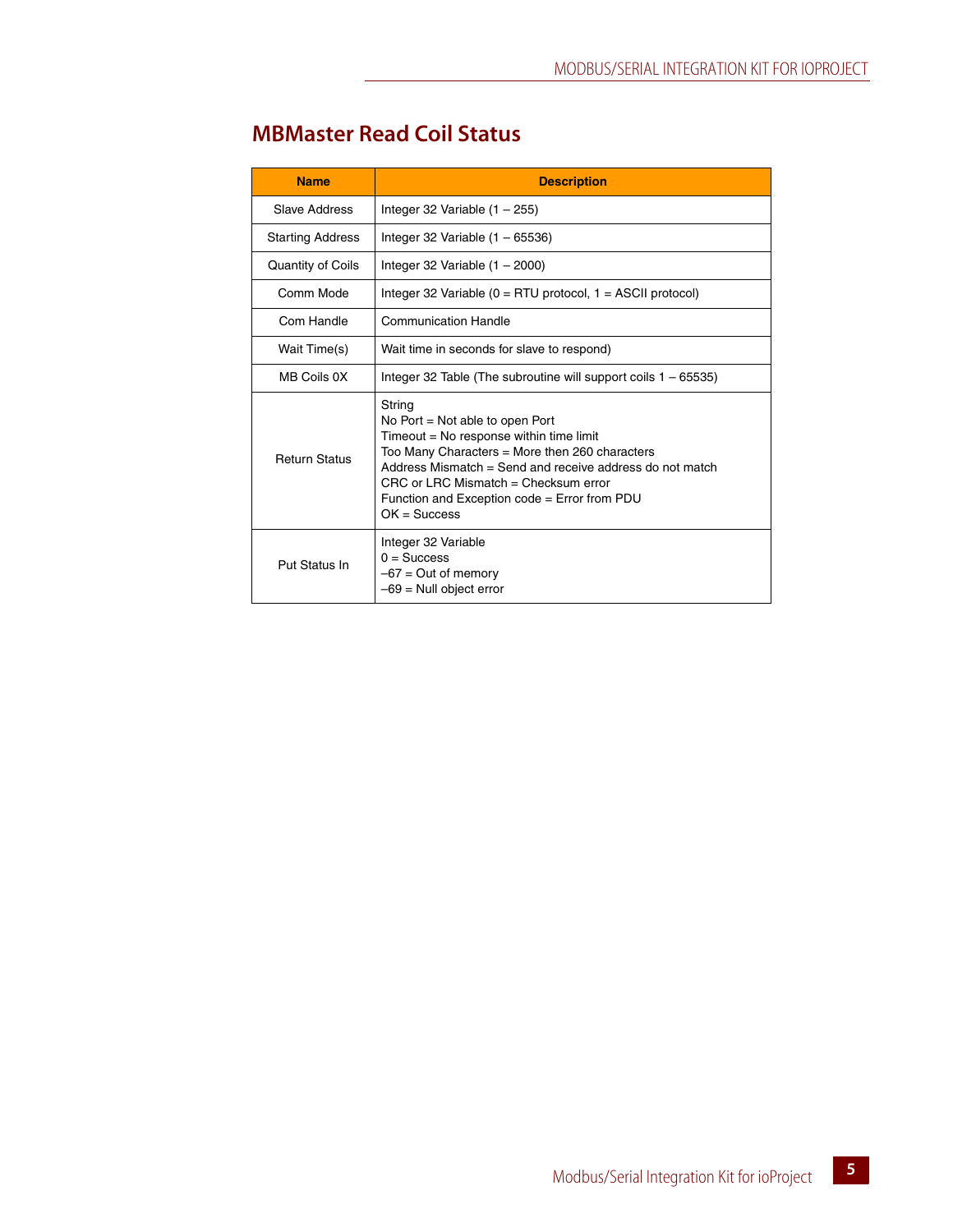## MBMaster Read Coil Status

| Name | Description |
|---|---|
| Slave Address | Integer 32 Variable (1 – 255) |
| Starting Address | Integer 32 Variable (1 – 65536) |
| Quantity of Coils | Integer 32 Variable (1 – 2000) |
| Comm Mode | Integer 32 Variable (0 = RTU protocol, 1 = ASCII protocol) |
| Com Handle | Communication Handle |
| Wait Time(s) | Wait time in seconds for slave to respond) |
| MB Coils 0X | Integer 32 Table (The subroutine will support coils 1 – 65535) |
| Return Status | String<br>No Port = Not able to open Port<br>Timeout = No response within time limit<br>Too Many Characters = More then 260 characters<br>Address Mismatch = Send and receive address do not match<br>CRC or LRC Mismatch = Checksum error<br>Function and Exception code = Error from PDU<br>OK = Success |
| Put Status In | Integer 32 Variable<br>0 = Success<br>–67 = Out of memory<br>–69 = Null object error |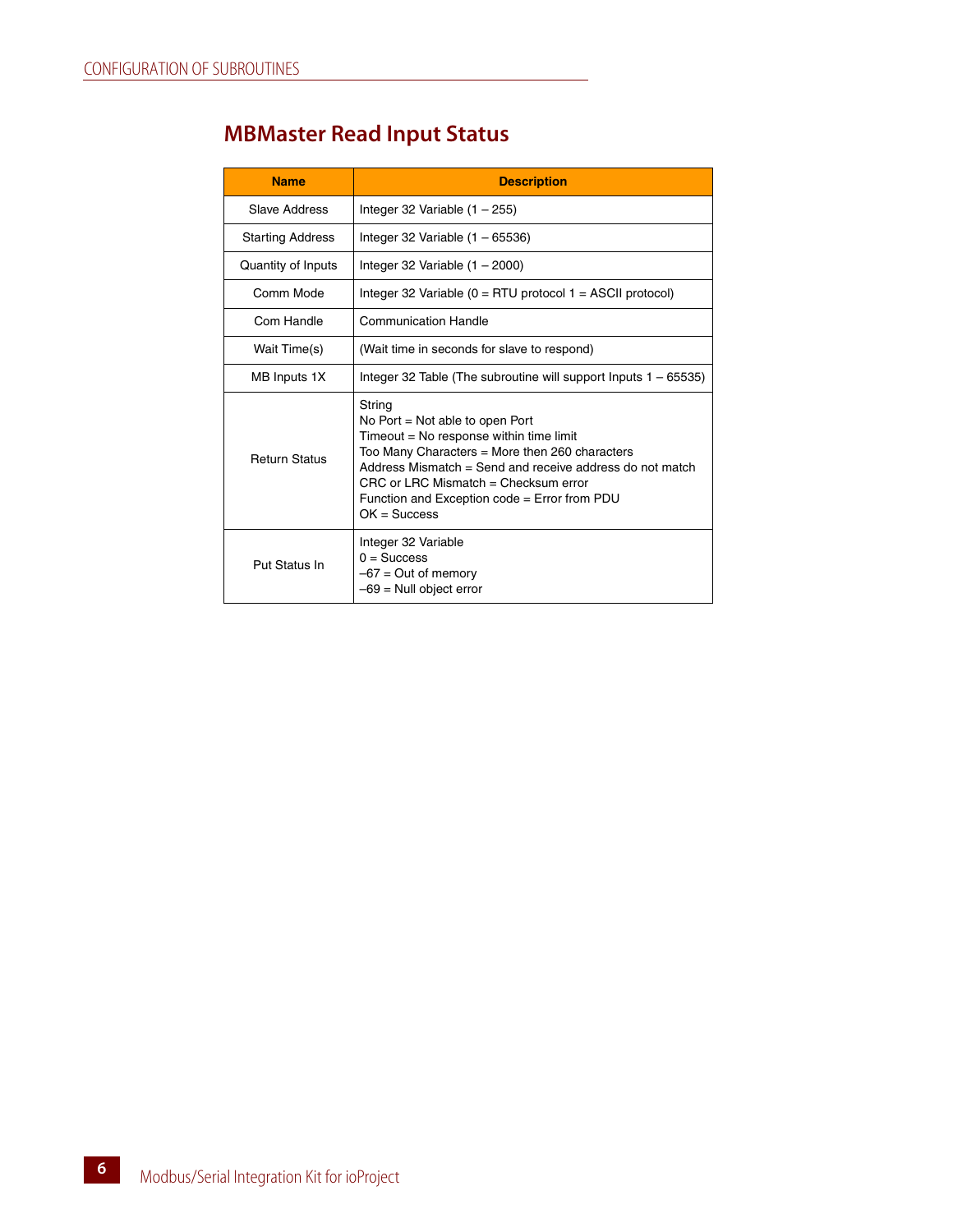## MBMaster Read Input Status

| Name | Description |
|---|---|
| Slave Address | Integer 32 Variable (1 – 255) |
| Starting Address | Integer 32 Variable (1 – 65536) |
| Quantity of Inputs | Integer 32 Variable (1 – 2000) |
| Comm Mode | Integer 32 Variable (0 = RTU protocol 1 = ASCII protocol) |
| Com Handle | Communication Handle |
| Wait Time(s) | (Wait time in seconds for slave to respond) |
| MB Inputs 1X | Integer 32 Table (The subroutine will support Inputs 1 – 65535) |
| Return Status | String<br>No Port = Not able to open Port<br>Timeout = No response within time limit<br>Too Many Characters = More then 260 characters<br>Address Mismatch = Send and receive address do not match<br>CRC or LRC Mismatch = Checksum error<br>Function and Exception code = Error from PDU<br>OK = Success |
| Put Status In | Integer 32 Variable<br>0 = Success<br>–67 = Out of memory<br>–69 = Null object error |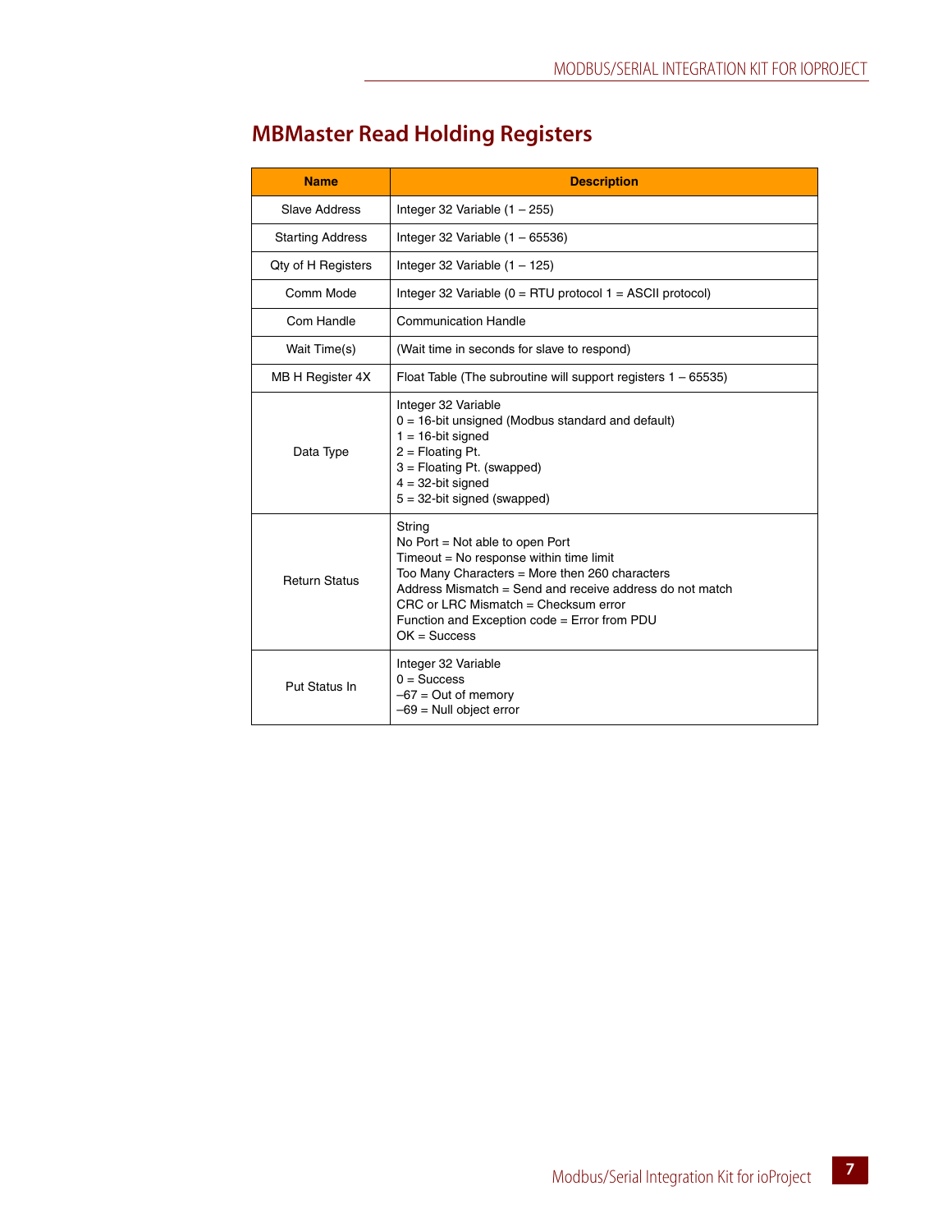## MBMaster Read Holding Registers

| Name | Description |
|---|---|
| Slave Address | Integer 32 Variable (1 – 255) |
| Starting Address | Integer 32 Variable (1 – 65536) |
| Qty of H Registers | Integer 32 Variable (1 – 125) |
| Comm Mode | Integer 32 Variable (0 = RTU protocol 1 = ASCII protocol) |
| Com Handle | Communication Handle |
| Wait Time(s) | (Wait time in seconds for slave to respond) |
| MB H Register 4X | Float Table (The subroutine will support registers 1 – 65535) |
| Data Type | Integer 32 Variable<br>0 = 16-bit unsigned (Modbus standard and default)<br>1 = 16-bit signed<br>2 = Floating Pt.<br>3 = Floating Pt. (swapped)<br>4 = 32-bit signed<br>5 = 32-bit signed (swapped) |
| Return Status | String<br>No Port = Not able to open Port<br>Timeout = No response within time limit<br>Too Many Characters = More then 260 characters<br>Address Mismatch = Send and receive address do not match<br>CRC or LRC Mismatch = Checksum error<br>Function and Exception code = Error from PDU<br>OK = Success |
| Put Status In | Integer 32 Variable<br>0 = Success<br>–67 = Out of memory<br>–69 = Null object error |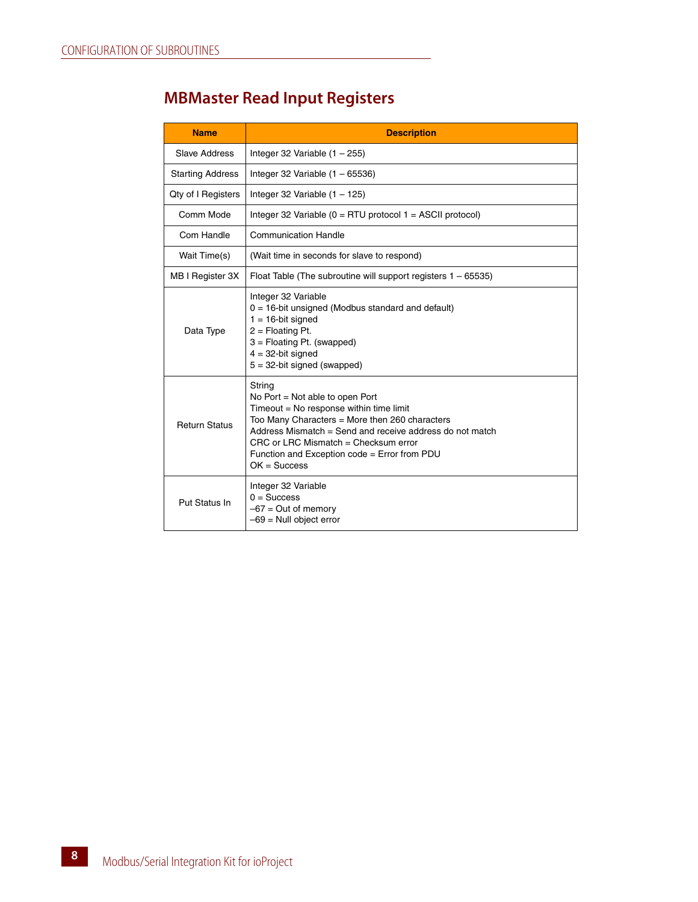## MBMaster Read Input Registers

| Name | Description |
|---|---|
| Slave Address | Integer 32 Variable (1 – 255) |
| Starting Address | Integer 32 Variable (1 – 65536) |
| Qty of I Registers | Integer 32 Variable (1 – 125) |
| Comm Mode | Integer 32 Variable (0 = RTU protocol 1 = ASCII protocol) |
| Com Handle | Communication Handle |
| Wait Time(s) | (Wait time in seconds for slave to respond) |
| MB I Register 3X | Float Table (The subroutine will support registers 1 – 65535) |
| Data Type | Integer 32 Variable<br>0 = 16-bit unsigned (Modbus standard and default)<br>1 = 16-bit signed<br>2 = Floating Pt.<br>3 = Floating Pt. (swapped)<br>4 = 32-bit signed<br>5 = 32-bit signed (swapped) |
| Return Status | String<br>No Port = Not able to open Port<br>Timeout = No response within time limit<br>Too Many Characters = More then 260 characters<br>Address Mismatch = Send and receive address do not match<br>CRC or LRC Mismatch = Checksum error<br>Function and Exception code = Error from PDU<br>OK = Success |
| Put Status In | Integer 32 Variable<br>0 = Success<br>–67 = Out of memory<br>–69 = Null object error |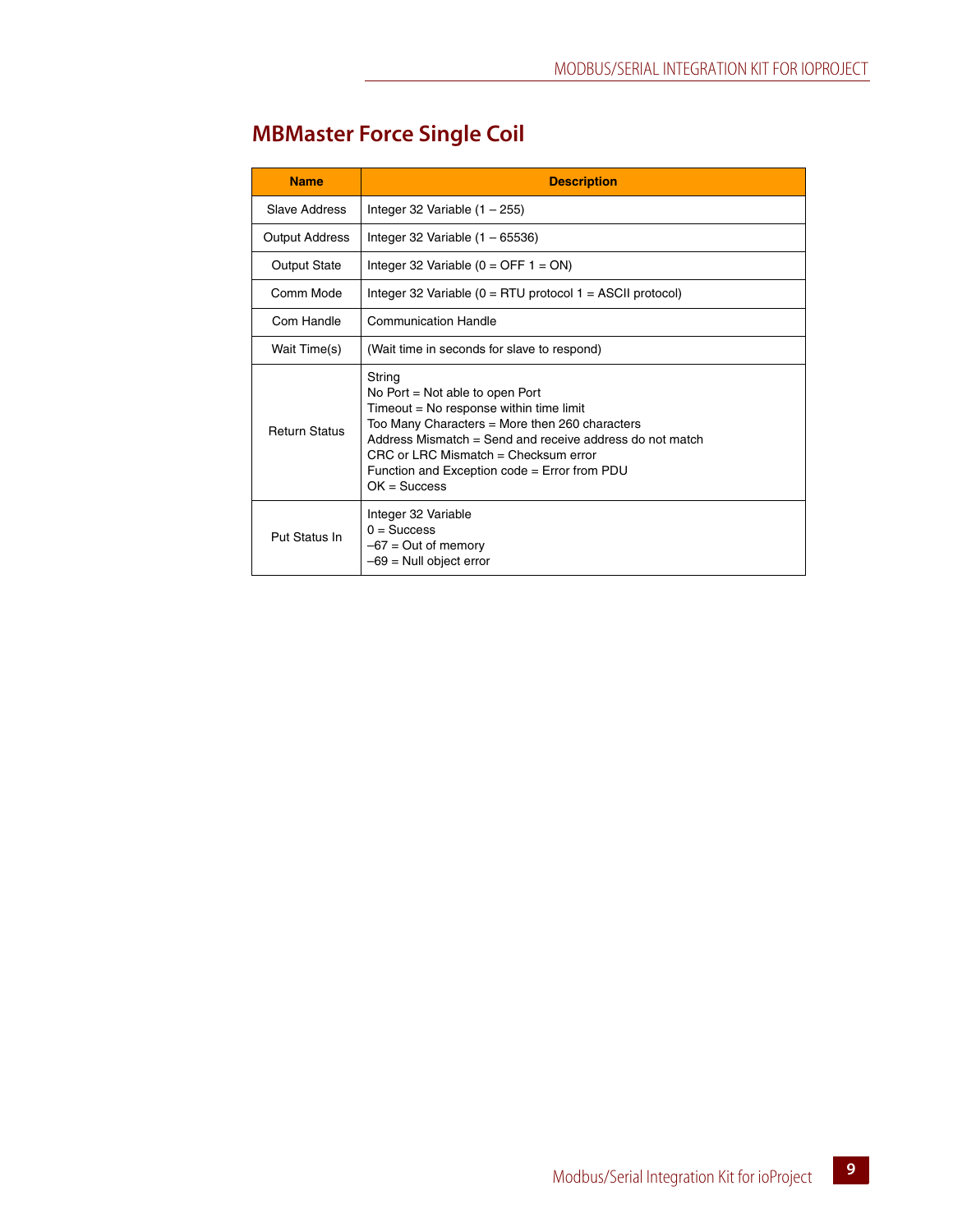## MBMaster Force Single Coil

| Name | Description |
| --- | --- |
| Slave Address | Integer 32 Variable (1 – 255) |
| Output Address | Integer 32 Variable (1 – 65536) |
| Output State | Integer 32 Variable (0 = OFF 1 = ON) |
| Comm Mode | Integer 32 Variable (0 = RTU protocol 1 = ASCII protocol) |
| Com Handle | Communication Handle |
| Wait Time(s) | (Wait time in seconds for slave to respond) |
| Return Status | String<br>No Port = Not able to open Port<br>Timeout = No response within time limit<br>Too Many Characters = More then 260 characters<br>Address Mismatch = Send and receive address do not match<br>CRC or LRC Mismatch = Checksum error<br>Function and Exception code = Error from PDU<br>OK = Success |
| Put Status In | Integer 32 Variable<br>0 = Success<br>–67 = Out of memory<br>–69 = Null object error |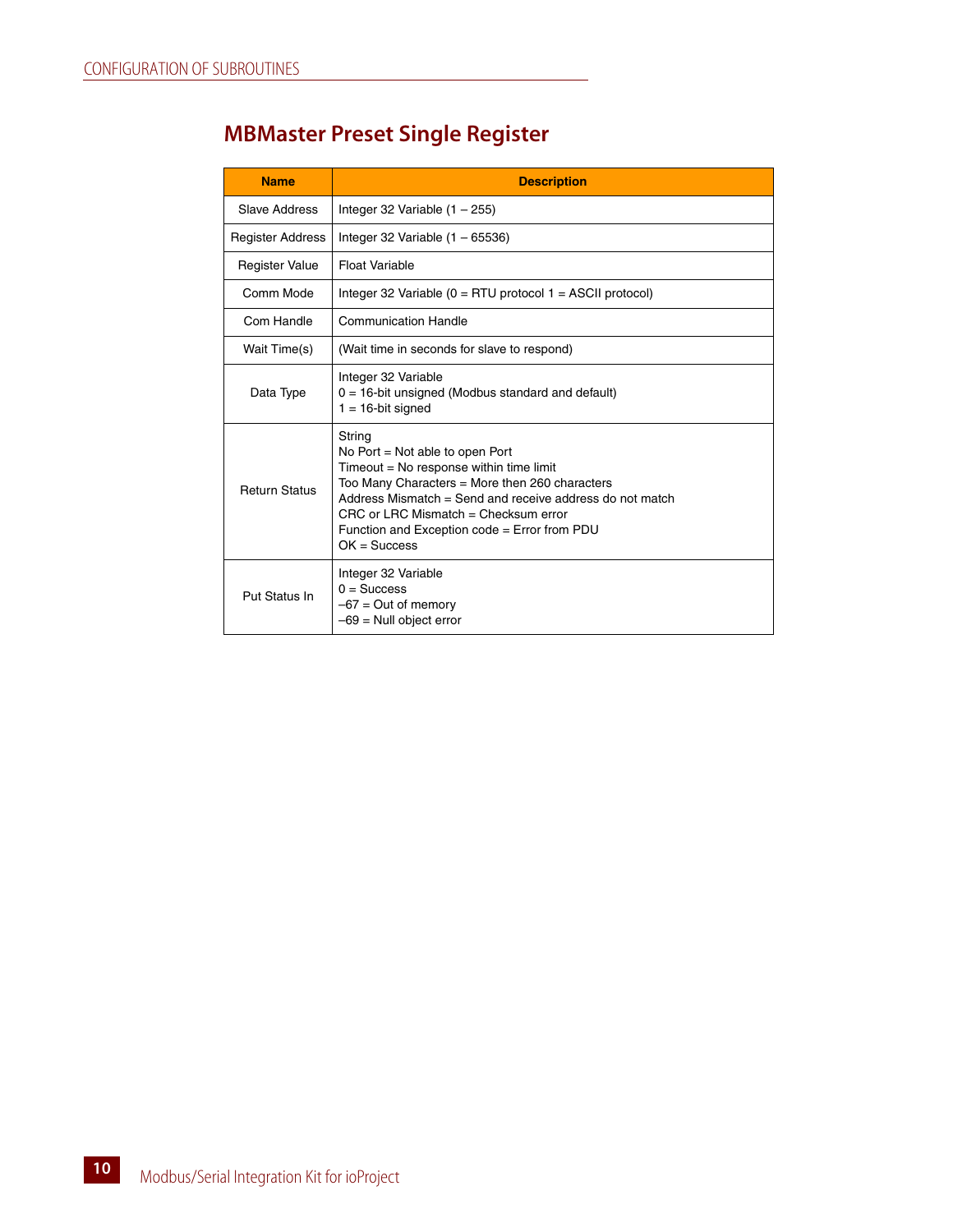## MBMaster Preset Single Register

| Name | Description |
|---|---|
| Slave Address | Integer 32 Variable (1 – 255) |
| Register Address | Integer 32 Variable (1 – 65536) |
| Register Value | Float Variable |
| Comm Mode | Integer 32 Variable (0 = RTU protocol 1 = ASCII protocol) |
| Com Handle | Communication Handle |
| Wait Time(s) | (Wait time in seconds for slave to respond) |
| Data Type | Integer 32 Variable<br>0 = 16-bit unsigned (Modbus standard and default)<br>1 = 16-bit signed |
| Return Status | String<br>No Port = Not able to open Port<br>Timeout = No response within time limit<br>Too Many Characters = More then 260 characters<br>Address Mismatch = Send and receive address do not match<br>CRC or LRC Mismatch = Checksum error<br>Function and Exception code = Error from PDU<br>OK = Success |
| Put Status In | Integer 32 Variable<br>0 = Success<br>–67 = Out of memory<br>–69 = Null object error |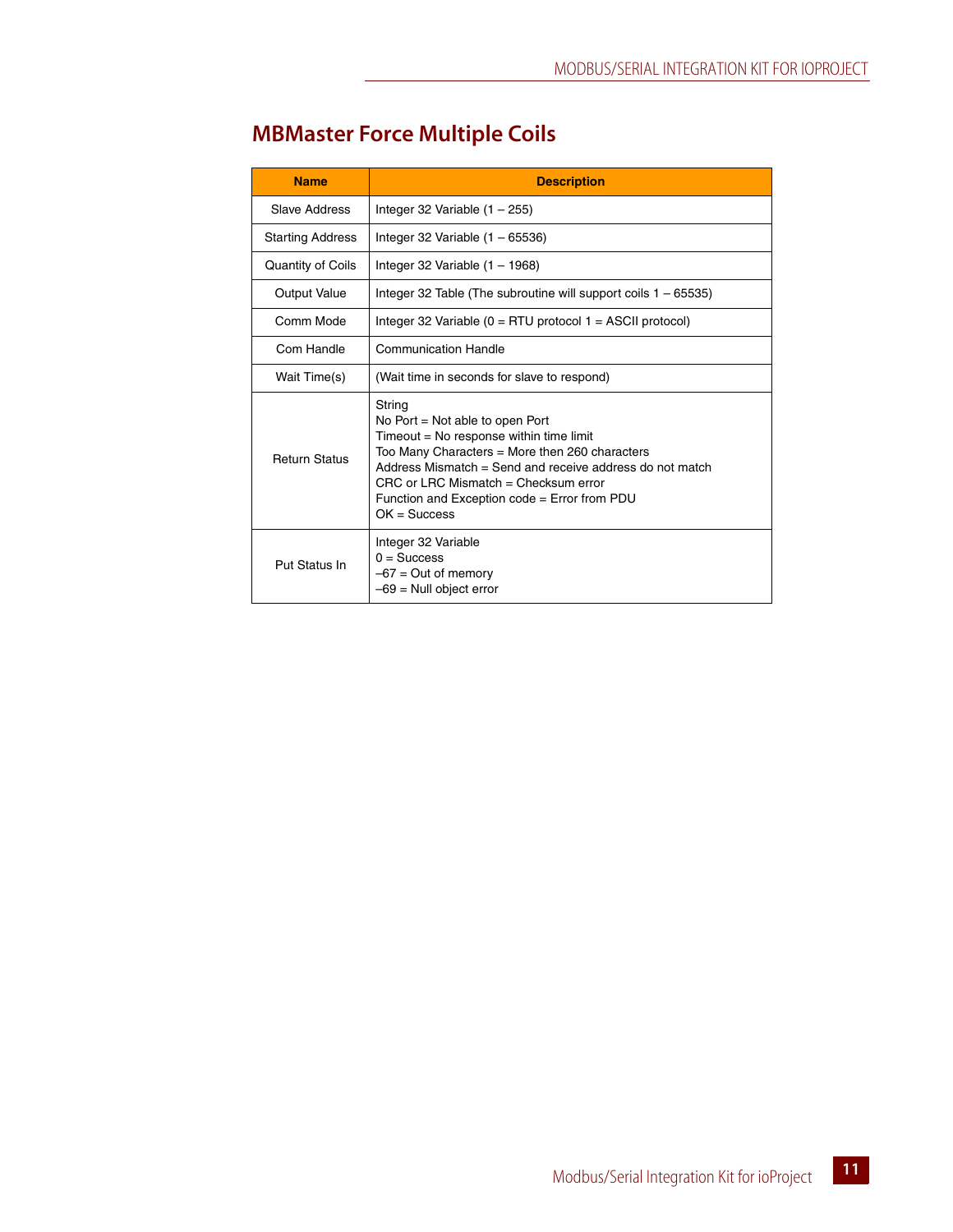## MBMaster Force Multiple Coils

| Name | Description |
|---|---|
| Slave Address | Integer 32 Variable (1 – 255) |
| Starting Address | Integer 32 Variable (1 – 65536) |
| Quantity of Coils | Integer 32 Variable (1 – 1968) |
| Output Value | Integer 32 Table (The subroutine will support coils 1 – 65535) |
| Comm Mode | Integer 32 Variable (0 = RTU protocol 1 = ASCII protocol) |
| Com Handle | Communication Handle |
| Wait Time(s) | (Wait time in seconds for slave to respond) |
| Return Status | String<br>No Port = Not able to open Port<br>Timeout = No response within time limit<br>Too Many Characters = More then 260 characters<br>Address Mismatch = Send and receive address do not match<br>CRC or LRC Mismatch = Checksum error<br>Function and Exception code = Error from PDU<br>OK = Success |
| Put Status In | Integer 32 Variable<br>0 = Success<br>–67 = Out of memory<br>–69 = Null object error |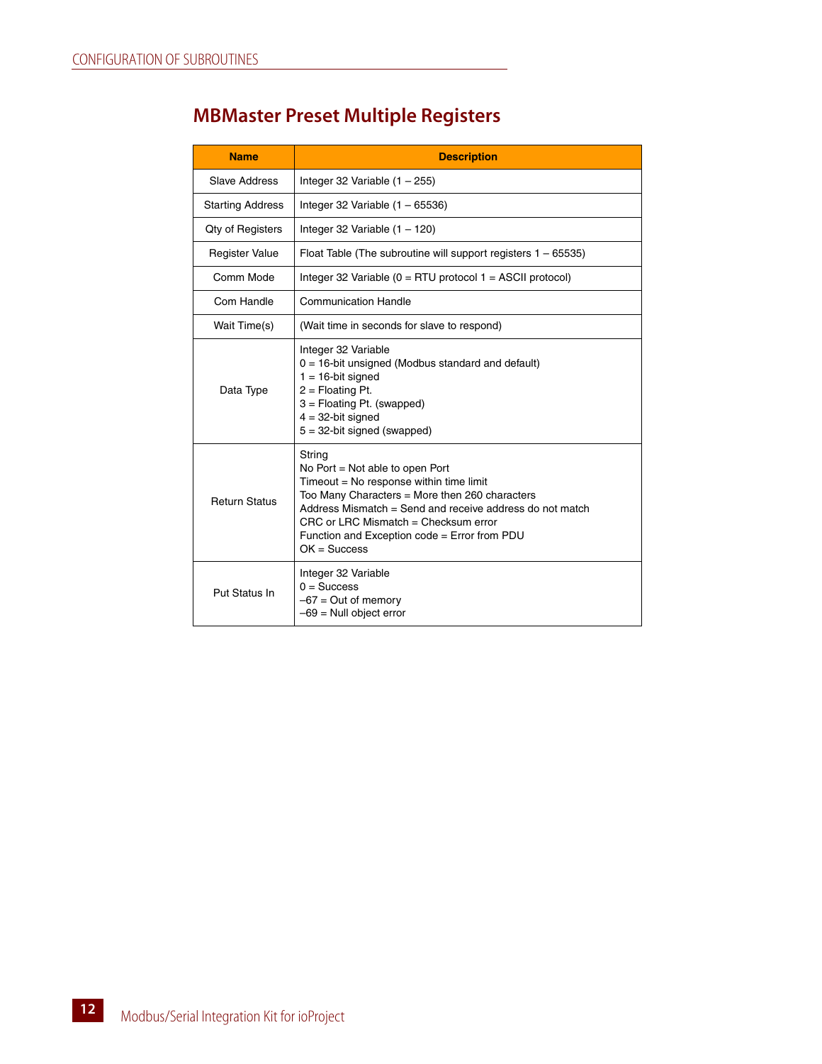## MBMaster Preset Multiple Registers

| Name | Description |
|---|---|
| Slave Address | Integer 32 Variable (1 – 255) |
| Starting Address | Integer 32 Variable (1 – 65536) |
| Qty of Registers | Integer 32 Variable (1 – 120) |
| Register Value | Float Table (The subroutine will support registers 1 – 65535) |
| Comm Mode | Integer 32 Variable (0 = RTU protocol 1 = ASCII protocol) |
| Com Handle | Communication Handle |
| Wait Time(s) | (Wait time in seconds for slave to respond) |
| Data Type | Integer 32 Variable<br>0 = 16-bit unsigned (Modbus standard and default)<br>1 = 16-bit signed<br>2 = Floating Pt.<br>3 = Floating Pt. (swapped)<br>4 = 32-bit signed<br>5 = 32-bit signed (swapped) |
| Return Status | String<br>No Port = Not able to open Port<br>Timeout = No response within time limit<br>Too Many Characters = More then 260 characters<br>Address Mismatch = Send and receive address do not match<br>CRC or LRC Mismatch = Checksum error<br>Function and Exception code = Error from PDU<br>OK = Success |
| Put Status In | Integer 32 Variable<br>0 = Success<br>–67 = Out of memory<br>–69 = Null object error |